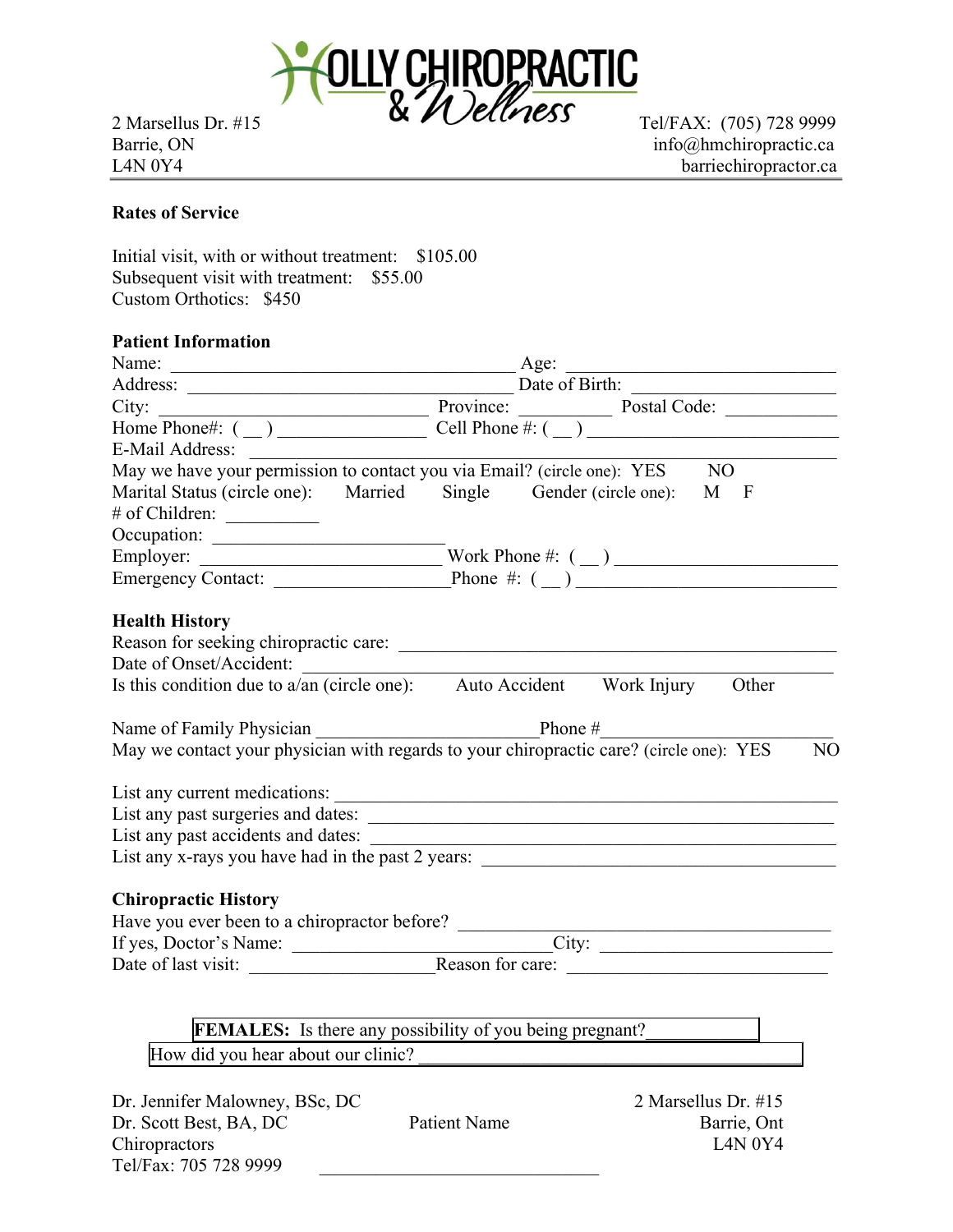# HOLLY CHIROPRACTIC & Wellness

2 Marsellus Dr. #15
Barrie, ON
L4N 0Y4

Tel/FAX: (705) 728 9999
info@hmchiropractic.ca
barriechiropractor.ca

**Rates of Service**

Initial visit, with or without treatment: $105.00
Subsequent visit with treatment: $55.00
Custom Orthotics: $450

**Patient Information**

Name: ______________________________ Age: ______________________
Address: ____________________________ Date of Birth: ________________
City: _______________________ Province: ________ Postal Code: __________
Home Phone#: ( __ ) _______________ Cell Phone #: ( __ ) ______________________
E-Mail Address: ___________________________________________________
May we have your permission to contact you via Email? (circle one): YES NO
Marital Status (circle one): Married Single Gender (circle one): M F
# of Children: _________
Occupation: ______________________
Employer: ______________________ Work Phone #: ( __ ) __________________
Emergency Contact: _________________ Phone #: ( __ ) ______________________

**Health History**

Reason for seeking chiropractic care: ________________________________________
Date of Onset/Accident: ______________________________________________
Is this condition due to a/an (circle one): Auto Accident Work Injury Other

Name of Family Physician ______________________ Phone #_____________________
May we contact your physician with regards to your chiropractic care? (circle one): YES NO

List any current medications: _______________________________________________
List any past surgeries and dates: ___________________________________________
List any past accidents and dates: ___________________________________________
List any x-rays you have had in the past 2 years: _______________________________

**Chiropractic History**

Have you ever been to a chiropractor before? ____________________________________
If yes, Doctor's Name: __________________________ City: ______________________
Date of last visit: __________________ Reason for care: _________________________

**FEMALES:** Is there any possibility of you being pregnant?___________

How did you hear about our clinic? _______________________________________

Dr. Jennifer Malowney, BSc, DC
Dr. Scott Best, BA, DC
Chiropractors
Tel/Fax: 705 728 9999

Patient Name

____________________________

2 Marsellus Dr. #15
Barrie, Ont
L4N 0Y4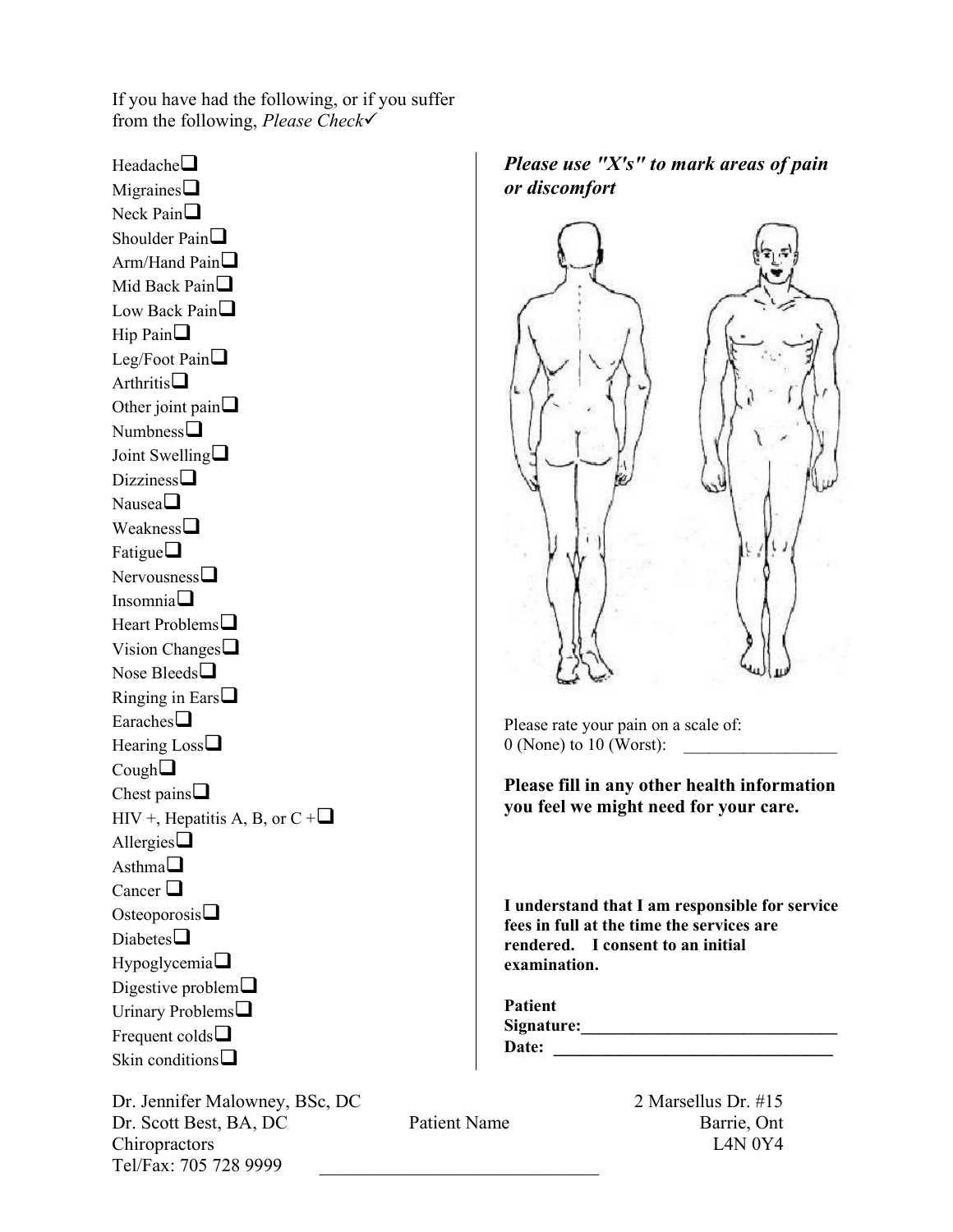If you have had the following, or if you suffer from the following, *Please Check*✓

- Headache ☐
- Migraines ☐
- Neck Pain ☐
- Shoulder Pain ☐
- Arm/Hand Pain ☐
- Mid Back Pain ☐
- Low Back Pain ☐
- Hip Pain ☐
- Leg/Foot Pain ☐
- Arthritis ☐
- Other joint pain ☐
- Numbness ☐
- Joint Swelling ☐
- Dizziness ☐
- Nausea ☐
- Weakness ☐
- Fatigue ☐
- Nervousness ☐
- Insomnia ☐
- Heart Problems ☐
- Vision Changes ☐
- Nose Bleeds ☐
- Ringing in Ears ☐
- Earaches ☐
- Hearing Loss ☐
- Cough ☐
- Chest pains ☐
- HIV +, Hepatitis A, B, or C + ☐
- Allergies ☐
- Asthma ☐
- Cancer ☐
- Osteoporosis ☐
- Diabetes ☐
- Hypoglycemia ☐
- Digestive problem ☐
- Urinary Problems ☐
- Frequent colds ☐
- Skin conditions ☐

***Please use "X's" to mark areas of pain or discomfort***

Please rate your pain on a scale of:
0 (None) to 10 (Worst): ____________________

**Please fill in any other health information you feel we might need for your care.**

**I understand that I am responsible for service fees in full at the time the services are rendered. I consent to an initial examination.**

**Patient Signature:**________________________________

**Date:** ________________________________

Dr. Jennifer Malowney, BSc, DC
Dr. Scott Best, BA, DC
Chiropractors
Tel/Fax: 705 728 9999

Patient Name
________________________________

2 Marsellus Dr. #15
Barrie, Ont
L4N 0Y4